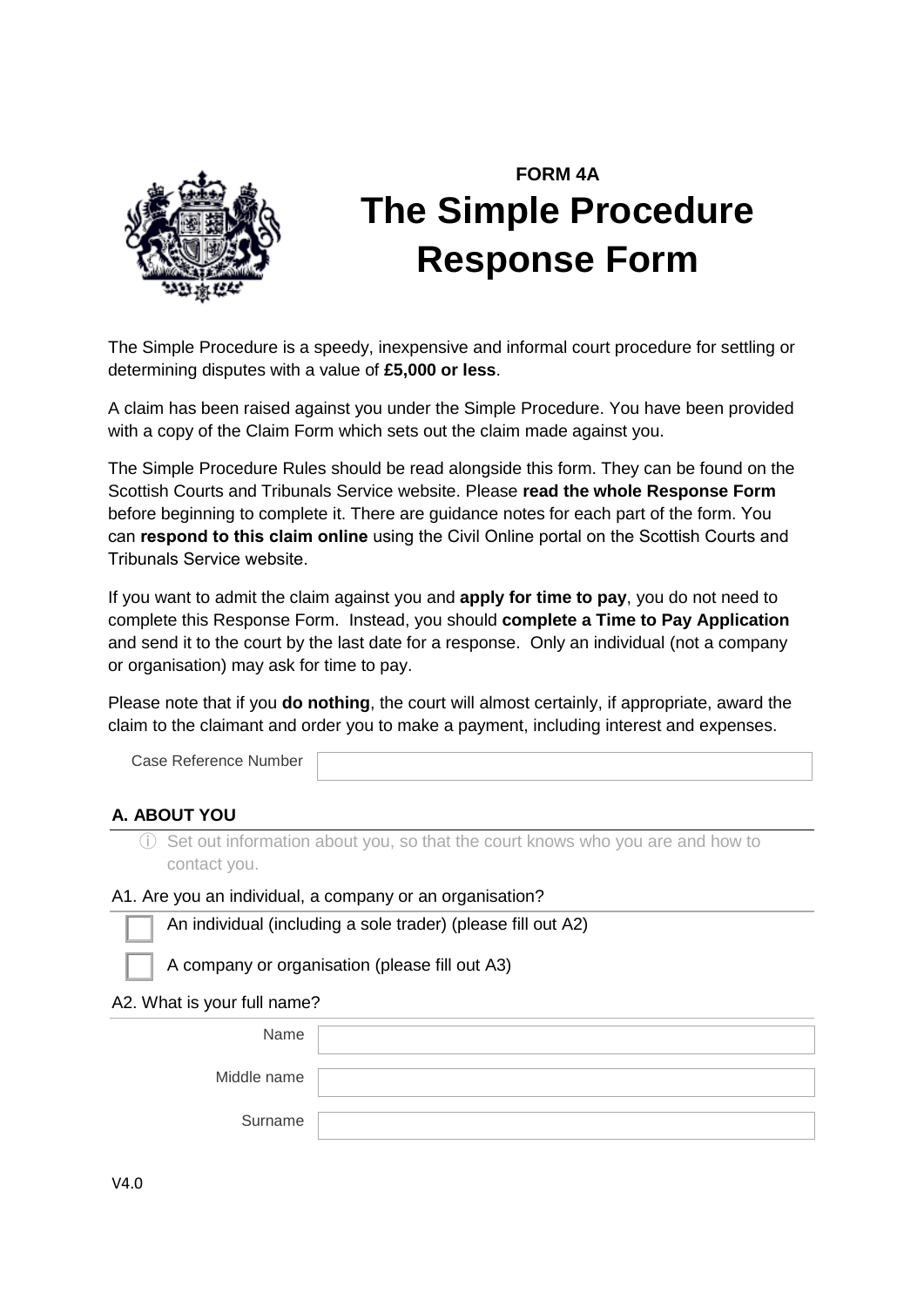**FORM 4A**

# The Simple Procedure Response Form

The Simple Procedure is a speedy, inexpensive and informal court procedure for settling or determining disputes with a value of **£5,000 or less**.

A claim has been raised against you under the Simple Procedure. You have been provided with a copy of the Claim Form which sets out the claim made against you.

The Simple Procedure Rules should be read alongside this form. They can be found on the Scottish Courts and Tribunals Service website. Please **read the whole Response Form** before beginning to complete it. There are guidance notes for each part of the form. You can **respond to this claim online** using the Civil Online portal on the Scottish Courts and Tribunals Service website.

If you want to admit the claim against you and **apply for time to pay**, you do not need to complete this Response Form. Instead, you should **complete a Time to Pay Application** and send it to the court by the last date for a response. Only an individual (not a company or organisation) may ask for time to pay.

Please note that if you **do nothing**, the court will almost certainly, if appropriate, award the claim to the claimant and order you to make a payment, including interest and expenses.

Case Reference Number

## A. ABOUT YOU

ⓘ Set out information about you, so that the court knows who you are and how to contact you.

A1. Are you an individual, a company or an organisation?

☐ An individual (including a sole trader) (please fill out A2)

☐ A company or organisation (please fill out A3)

A2. What is your full name?

Name

Middle name

Surname

V4.0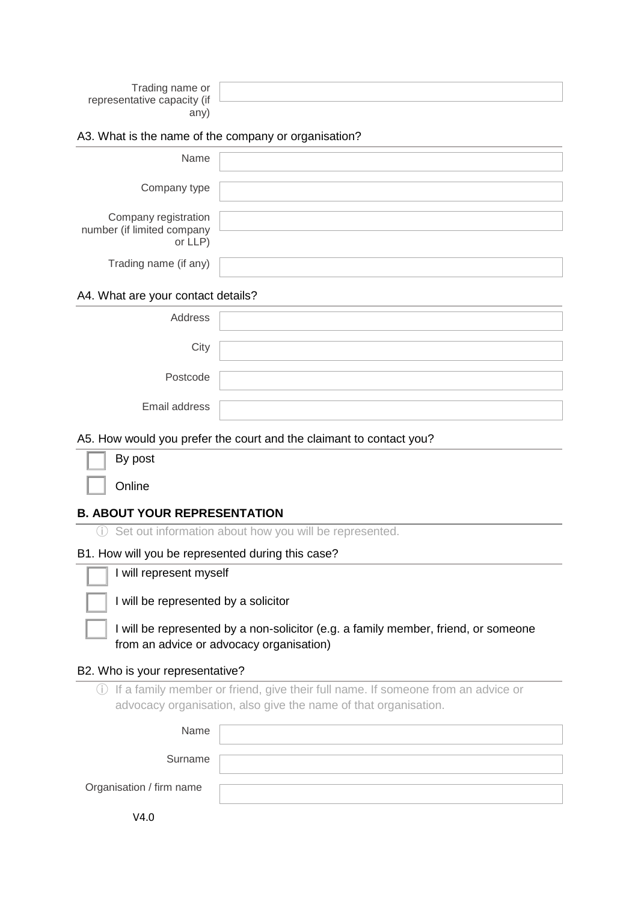Trading name or representative capacity (if any)

A3. What is the name of the company or organisation?

Name

Company type

Company registration number (if limited company or LLP)

Trading name (if any)

A4. What are your contact details?

Address

City

Postcode

Email address

A5. How would you prefer the court and the claimant to contact you?

- [ ] By post
- [ ] Online

## B. ABOUT YOUR REPRESENTATION

ⓘ Set out information about how you will be represented.

B1. How will you be represented during this case?

- [ ] I will represent myself
- [ ] I will be represented by a solicitor
- [ ] I will be represented by a non-solicitor (e.g. a family member, friend, or someone from an advice or advocacy organisation)

B2. Who is your representative?

ⓘ If a family member or friend, give their full name. If someone from an advice or advocacy organisation, also give the name of that organisation.

Name

Surname

Organisation / firm name

V4.0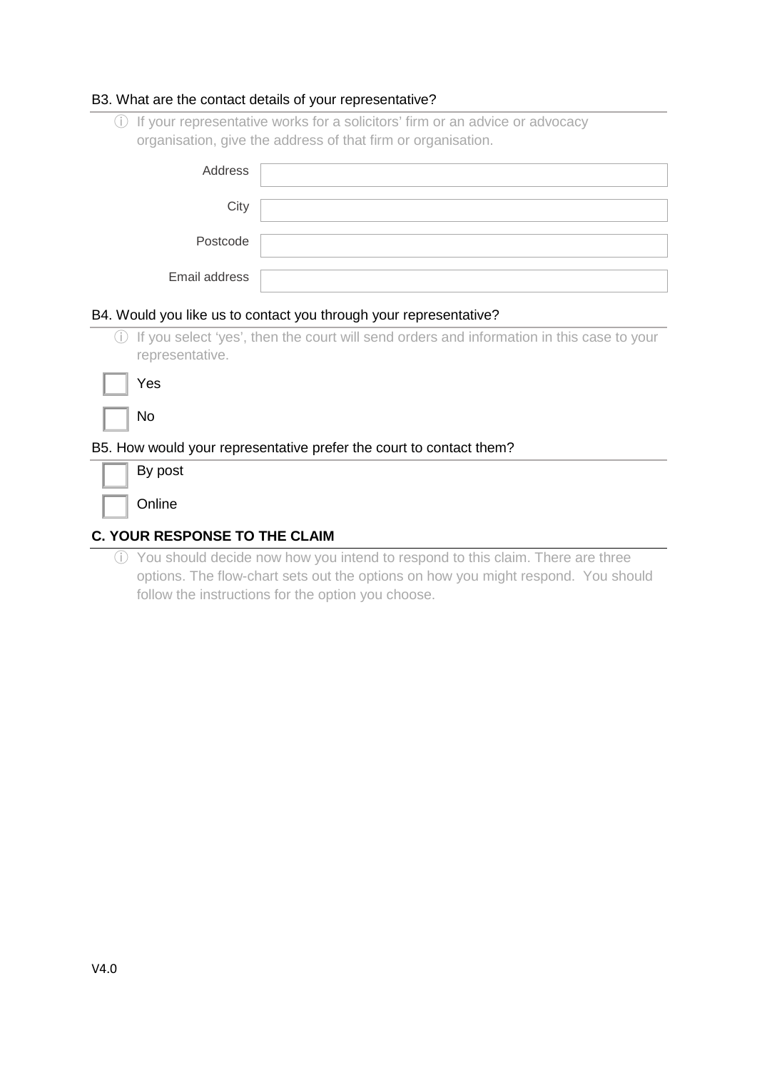B3. What are the contact details of your representative?

ⓘ If your representative works for a solicitors' firm or an advice or advocacy organisation, give the address of that firm or organisation.

| | |
|---|---|
| Address | |
| City | |
| Postcode | |
| Email address | |

B4. Would you like us to contact you through your representative?

ⓘ If you select 'yes', then the court will send orders and information in this case to your representative.

- [ ] Yes
- [ ] No

B5. How would your representative prefer the court to contact them?

- [ ] By post
- [ ] Online

**C. YOUR RESPONSE TO THE CLAIM**

ⓘ You should decide now how you intend to respond to this claim. There are three options. The flow-chart sets out the options on how you might respond. You should follow the instructions for the option you choose.

V4.0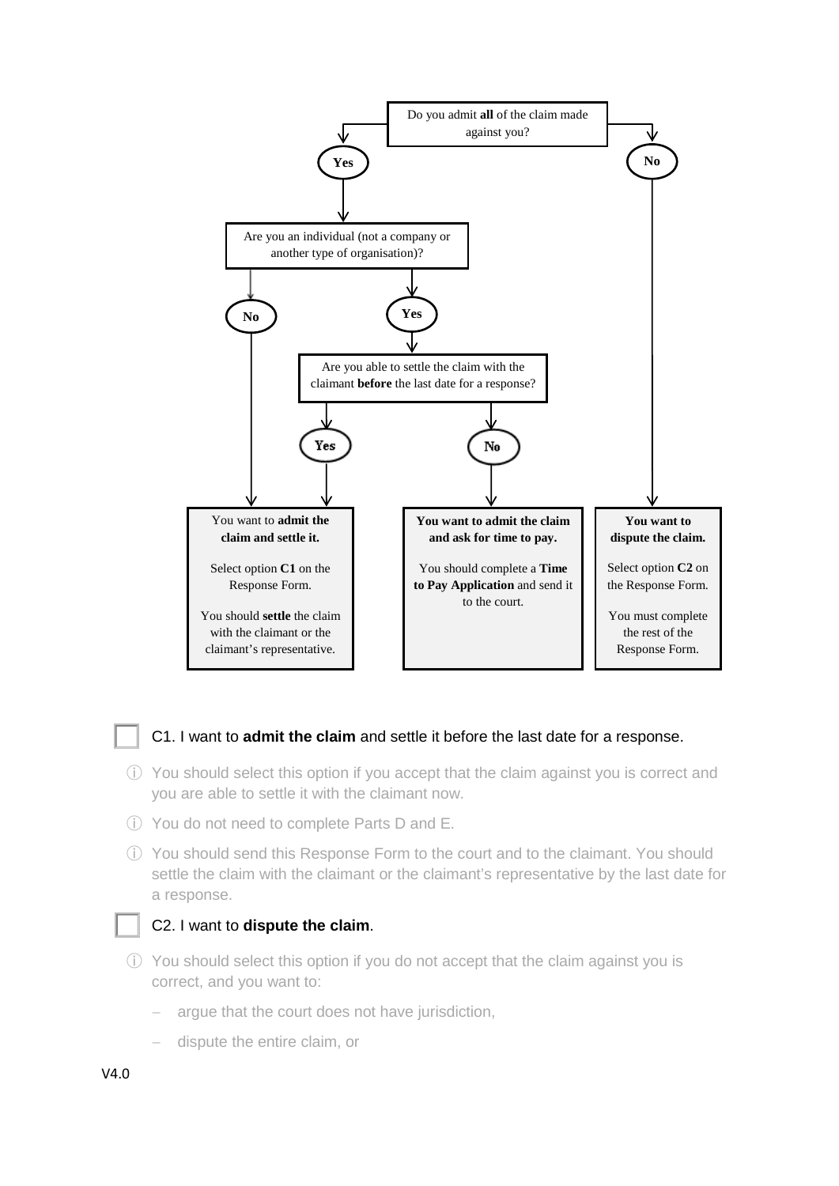Do you admit **all** of the claim made against you?

- **Yes** → Are you an individual (not a company or another type of organisation)?
  - **No** → You want to **admit the claim and settle it.**
  - **Yes** → Are you able to settle the claim with the claimant **before** the last date for a response?
    - **Yes** → You want to **admit the claim and settle it.**
    - **No** → **You want to admit the claim and ask for time to pay.**
- **No** → **You want to dispute the claim.**

| You want to **admit the claim and settle it.** | **You want to admit the claim and ask for time to pay.** | **You want to dispute the claim.** |
| --- | --- | --- |
| Select option **C1** on the Response Form. | You should complete a **Time to Pay Application** and send it to the court. | Select option **C2** on the Response Form. |
| You should **settle** the claim with the claimant or the claimant's representative. | | You must complete the rest of the Response Form. |

☐ C1. I want to **admit the claim** and settle it before the last date for a response.

ⓘ You should select this option if you accept that the claim against you is correct and you are able to settle it with the claimant now.

ⓘ You do not need to complete Parts D and E.

ⓘ You should send this Response Form to the court and to the claimant. You should settle the claim with the claimant or the claimant's representative by the last date for a response.

☐ C2. I want to **dispute the claim**.

ⓘ You should select this option if you do not accept that the claim against you is correct, and you want to:

- argue that the court does not have jurisdiction,
- dispute the entire claim, or

V4.0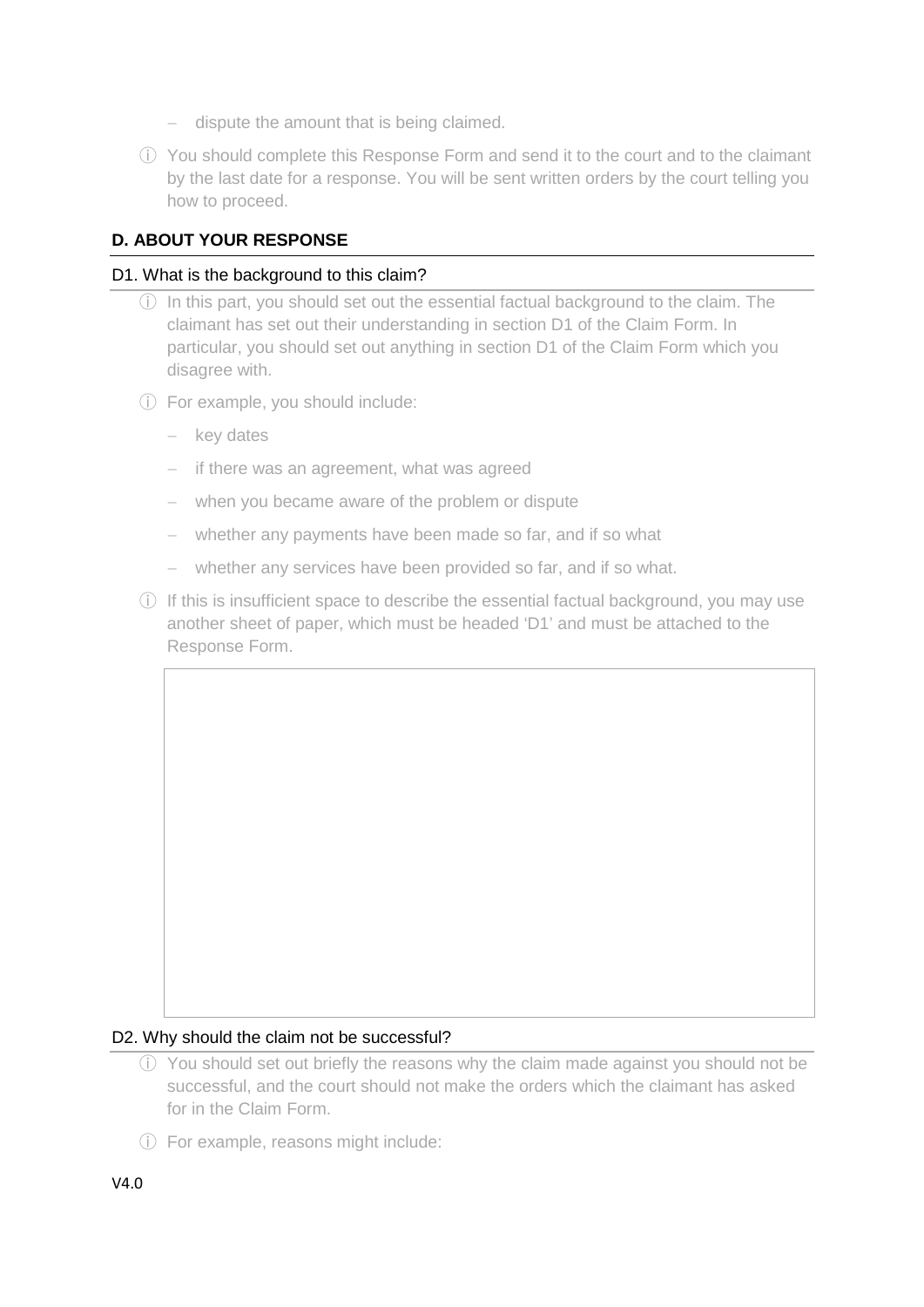- dispute the amount that is being claimed.

ⓘ You should complete this Response Form and send it to the court and to the claimant by the last date for a response. You will be sent written orders by the court telling you how to proceed.

## D. ABOUT YOUR RESPONSE

### D1. What is the background to this claim?

ⓘ In this part, you should set out the essential factual background to the claim. The claimant has set out their understanding in section D1 of the Claim Form. In particular, you should set out anything in section D1 of the Claim Form which you disagree with.

ⓘ For example, you should include:

- key dates
- if there was an agreement, what was agreed
- when you became aware of the problem or dispute
- whether any payments have been made so far, and if so what
- whether any services have been provided so far, and if so what.

ⓘ If this is insufficient space to describe the essential factual background, you may use another sheet of paper, which must be headed 'D1' and must be attached to the Response Form.

|  |
|---|
|  |

### D2. Why should the claim not be successful?

ⓘ You should set out briefly the reasons why the claim made against you should not be successful, and the court should not make the orders which the claimant has asked for in the Claim Form.

ⓘ For example, reasons might include:

V4.0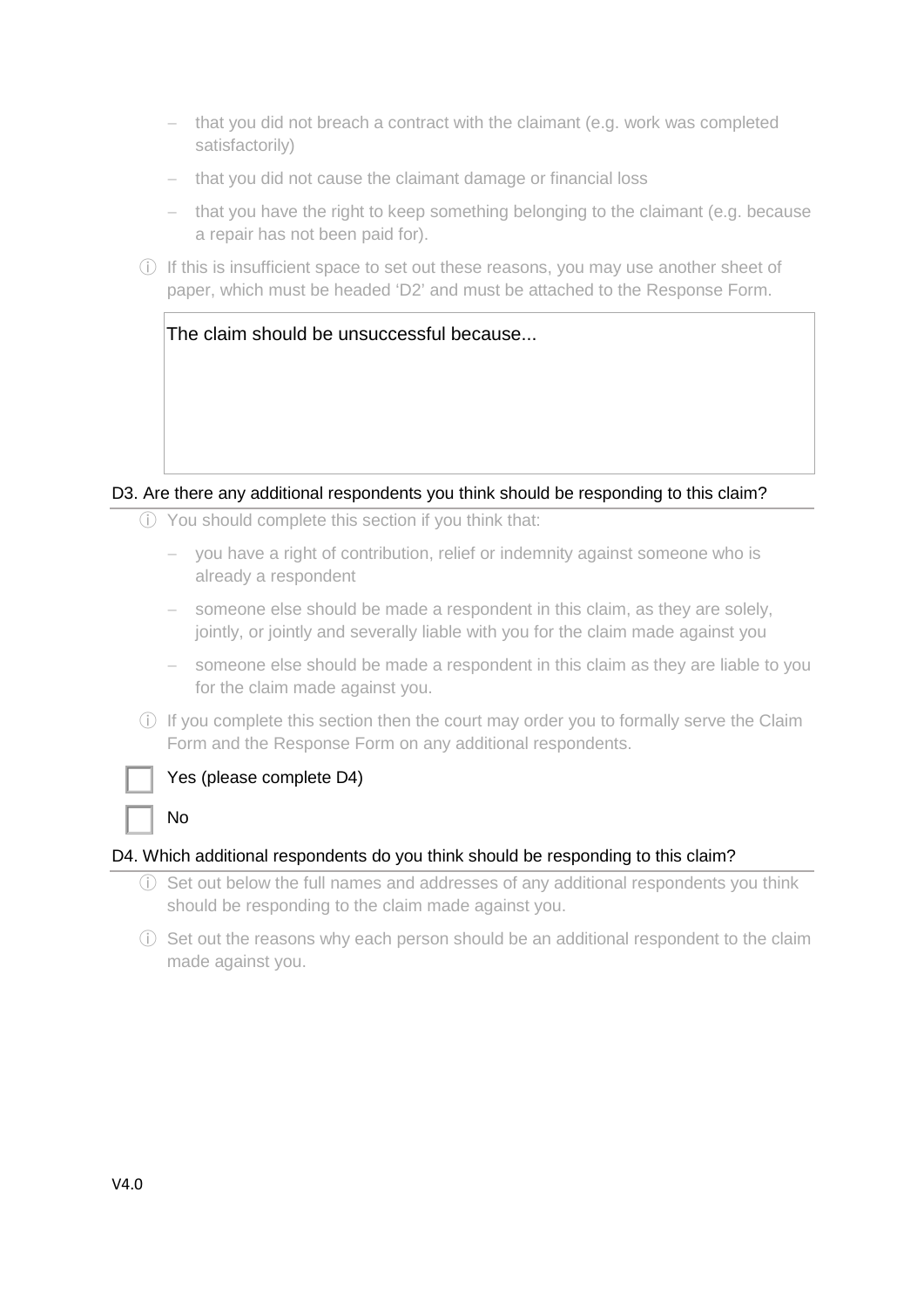- that you did not breach a contract with the claimant (e.g. work was completed satisfactorily)
- that you did not cause the claimant damage or financial loss
- that you have the right to keep something belonging to the claimant (e.g. because a repair has not been paid for).

ⓘ If this is insufficient space to set out these reasons, you may use another sheet of paper, which must be headed 'D2' and must be attached to the Response Form.

| The claim should be unsuccessful because... |
| --- |

### D3. Are there any additional respondents you think should be responding to this claim?

ⓘ You should complete this section if you think that:

- you have a right of contribution, relief or indemnity against someone who is already a respondent
- someone else should be made a respondent in this claim, as they are solely, jointly, or jointly and severally liable with you for the claim made against you
- someone else should be made a respondent in this claim as they are liable to you for the claim made against you.

ⓘ If you complete this section then the court may order you to formally serve the Claim Form and the Response Form on any additional respondents.

☐ Yes (please complete D4)

☐ No

### D4. Which additional respondents do you think should be responding to this claim?

ⓘ Set out below the full names and addresses of any additional respondents you think should be responding to the claim made against you.

ⓘ Set out the reasons why each person should be an additional respondent to the claim made against you.

V4.0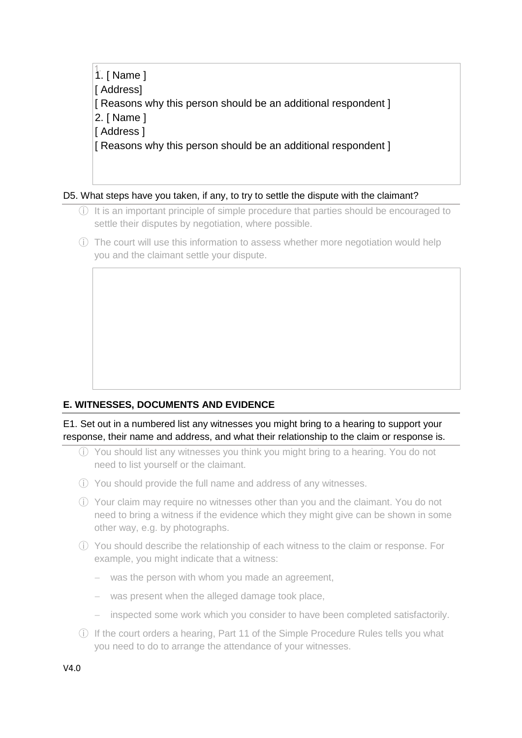1. [ Name ]
[ Address]
[ Reasons why this person should be an additional respondent ]
2. [ Name ]
[ Address ]
[ Reasons why this person should be an additional respondent ]

D5. What steps have you taken, if any, to try to settle the dispute with the claimant?

ⓘ It is an important principle of simple procedure that parties should be encouraged to settle their disputes by negotiation, where possible.

ⓘ The court will use this information to assess whether more negotiation would help you and the claimant settle your dispute.

## E. WITNESSES, DOCUMENTS AND EVIDENCE

E1. Set out in a numbered list any witnesses you might bring to a hearing to support your response, their name and address, and what their relationship to the claim or response is.

ⓘ You should list any witnesses you think you might bring to a hearing. You do not need to list yourself or the claimant.

ⓘ You should provide the full name and address of any witnesses.

ⓘ Your claim may require no witnesses other than you and the claimant. You do not need to bring a witness if the evidence which they might give can be shown in some other way, e.g. by photographs.

ⓘ You should describe the relationship of each witness to the claim or response. For example, you might indicate that a witness:

- was the person with whom you made an agreement,
- was present when the alleged damage took place,
- inspected some work which you consider to have been completed satisfactorily.

ⓘ If the court orders a hearing, Part 11 of the Simple Procedure Rules tells you what you need to do to arrange the attendance of your witnesses.

V4.0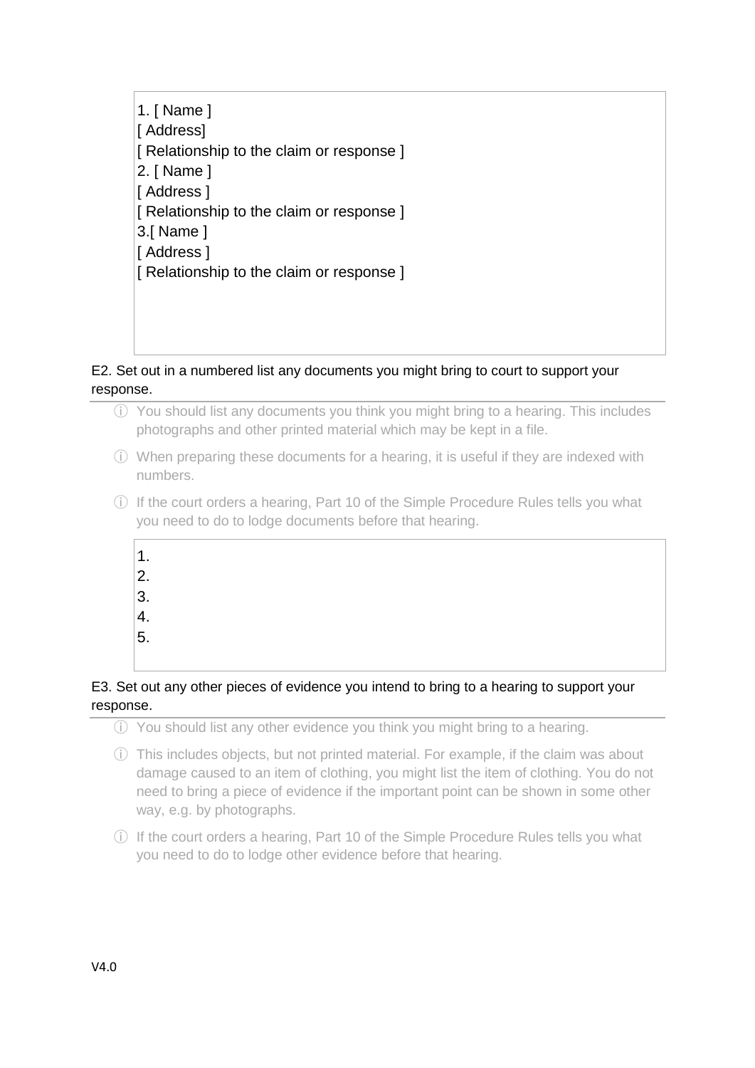1. [ Name ]
[ Address]
[ Relationship to the claim or response ]
2. [ Name ]
[ Address ]
[ Relationship to the claim or response ]
3.[ Name ]
[ Address ]
[ Relationship to the claim or response ]

E2. Set out in a numbered list any documents you might bring to court to support your response.

ⓘ You should list any documents you think you might bring to a hearing. This includes photographs and other printed material which may be kept in a file.

ⓘ When preparing these documents for a hearing, it is useful if they are indexed with numbers.

ⓘ If the court orders a hearing, Part 10 of the Simple Procedure Rules tells you what you need to do to lodge documents before that hearing.

1.
2.
3.
4.
5.

E3. Set out any other pieces of evidence you intend to bring to a hearing to support your response.

ⓘ You should list any other evidence you think you might bring to a hearing.

ⓘ This includes objects, but not printed material. For example, if the claim was about damage caused to an item of clothing, you might list the item of clothing. You do not need to bring a piece of evidence if the important point can be shown in some other way, e.g. by photographs.

ⓘ If the court orders a hearing, Part 10 of the Simple Procedure Rules tells you what you need to do to lodge other evidence before that hearing.

V4.0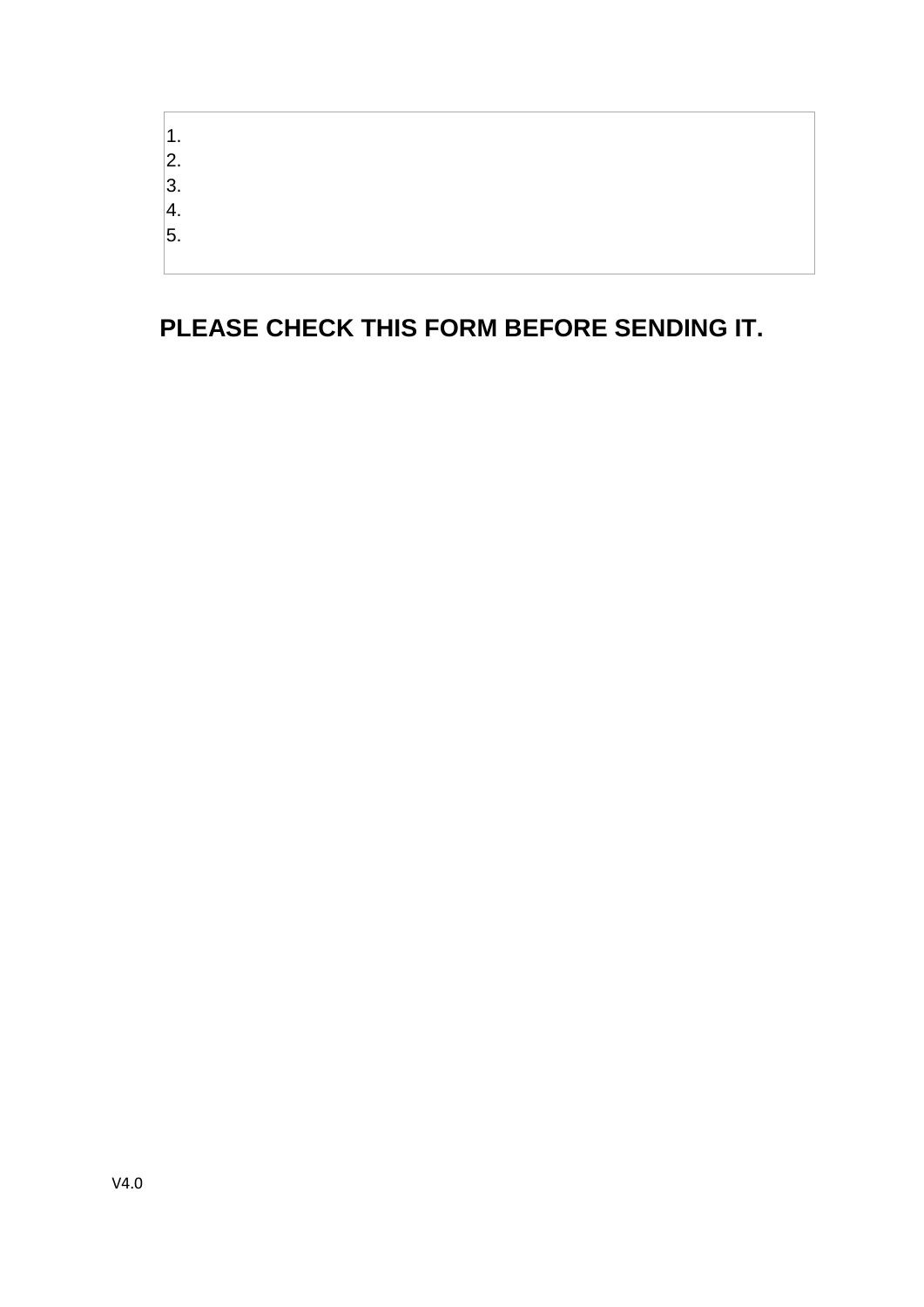| |
|---|
| 1.<br>2.<br>3.<br>4.<br>5. |

**PLEASE CHECK THIS FORM BEFORE SENDING IT.**

V4.0